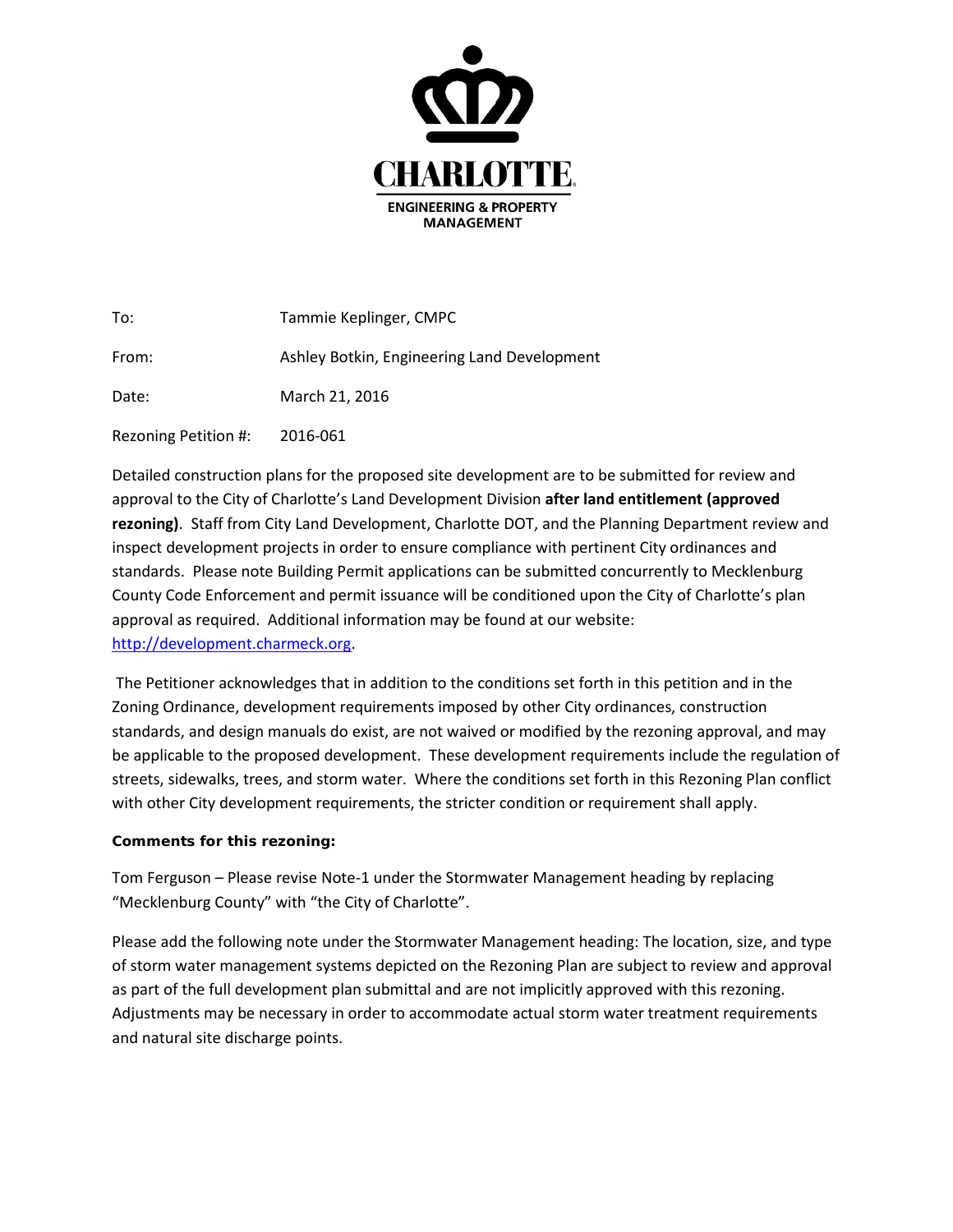CHARLOTTE.

ENGINEERING & PROPERTY MANAGEMENT

To: Tammie Keplinger, CMPC

From: Ashley Botkin, Engineering Land Development

Date: March 21, 2016

Rezoning Petition #: 2016-061

Detailed construction plans for the proposed site development are to be submitted for review and approval to the City of Charlotte's Land Development Division **after land entitlement (approved rezoning)**. Staff from City Land Development, Charlotte DOT, and the Planning Department review and inspect development projects in order to ensure compliance with pertinent City ordinances and standards. Please note Building Permit applications can be submitted concurrently to Mecklenburg County Code Enforcement and permit issuance will be conditioned upon the City of Charlotte's plan approval as required. Additional information may be found at our website: http://development.charmeck.org.

The Petitioner acknowledges that in addition to the conditions set forth in this petition and in the Zoning Ordinance, development requirements imposed by other City ordinances, construction standards, and design manuals do exist, are not waived or modified by the rezoning approval, and may be applicable to the proposed development. These development requirements include the regulation of streets, sidewalks, trees, and storm water. Where the conditions set forth in this Rezoning Plan conflict with other City development requirements, the stricter condition or requirement shall apply.

**Comments for this rezoning:**

Tom Ferguson – Please revise Note-1 under the Stormwater Management heading by replacing "Mecklenburg County" with "the City of Charlotte".

Please add the following note under the Stormwater Management heading: The location, size, and type of storm water management systems depicted on the Rezoning Plan are subject to review and approval as part of the full development plan submittal and are not implicitly approved with this rezoning. Adjustments may be necessary in order to accommodate actual storm water treatment requirements and natural site discharge points.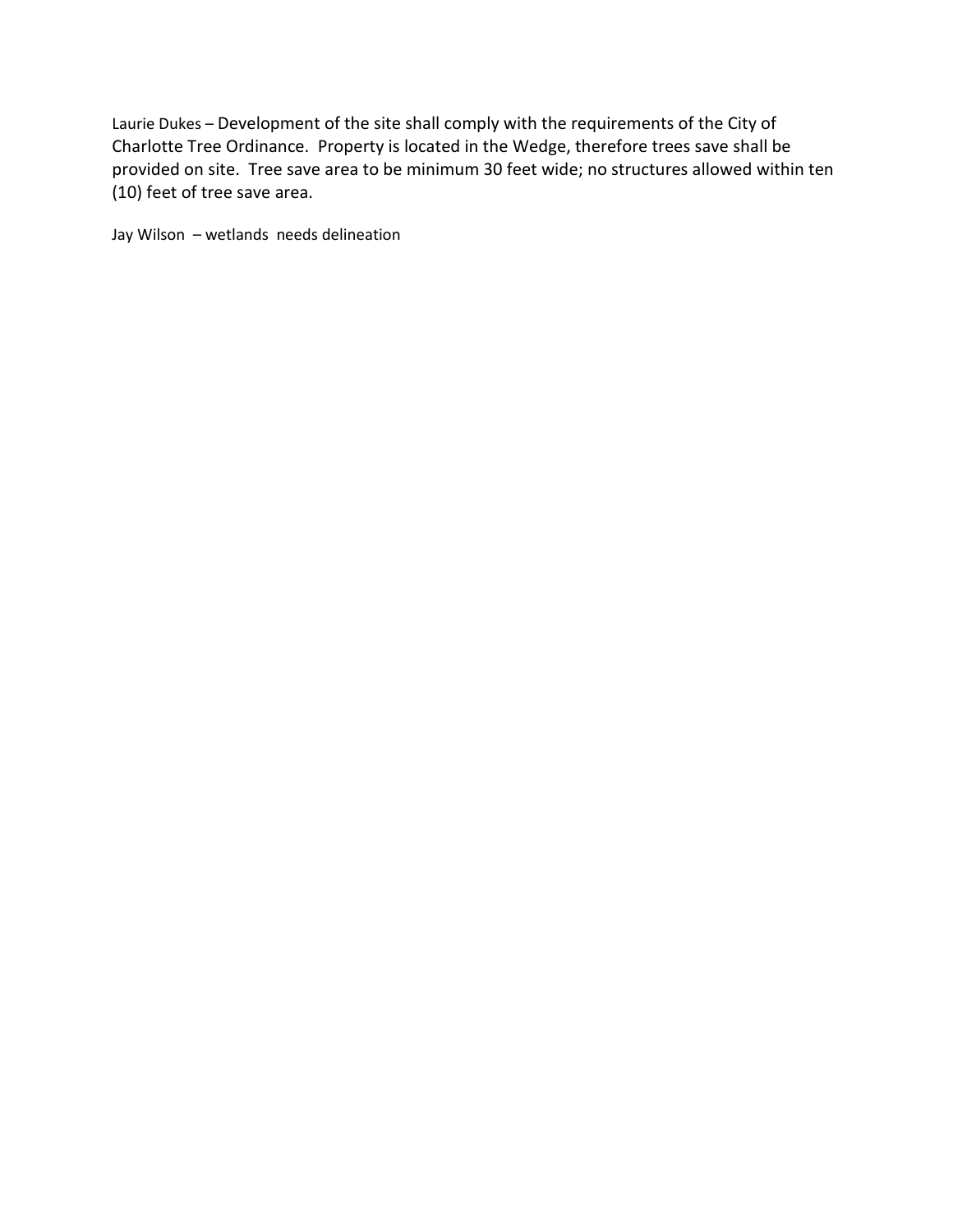Laurie Dukes – Development of the site shall comply with the requirements of the City of Charlotte Tree Ordinance. Property is located in the Wedge, therefore trees save shall be provided on site. Tree save area to be minimum 30 feet wide; no structures allowed within ten (10) feet of tree save area.

Jay Wilson – wetlands needs delineation